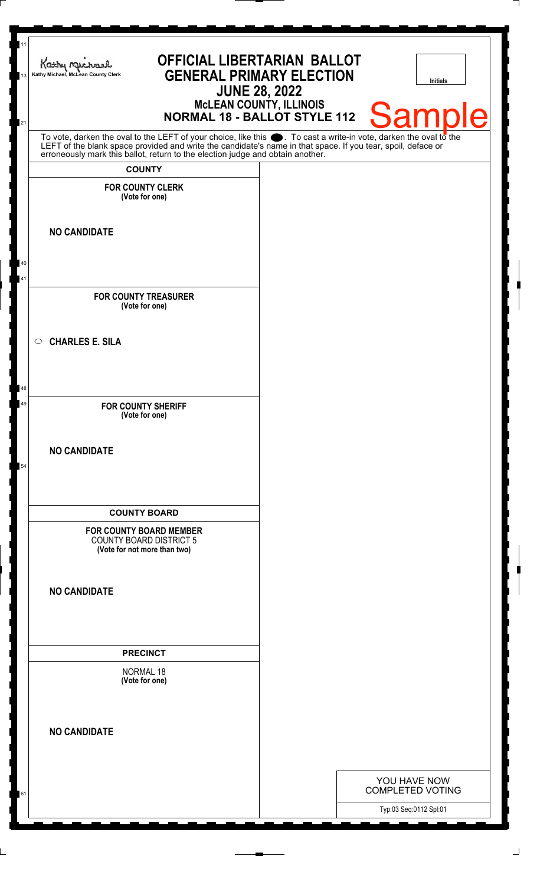Kathy Michael, McLean County Clerk

# OFFICIAL LIBERTARIAN BALLOT
## GENERAL PRIMARY ELECTION
## JUNE 28, 2022
### McLEAN COUNTY, ILLINOIS
### NORMAL 18 - BALLOT STYLE 112

Initials

Sample

To vote, darken the oval to the LEFT of your choice, like this ⬬. To cast a write-in vote, darken the oval to the LEFT of the blank space provided and write the candidate's name in that space. If you tear, spoil, deface or erroneously mark this ballot, return to the election judge and obtain another.

**COUNTY**

**FOR COUNTY CLERK**
**(Vote for one)**

**NO CANDIDATE**

**FOR COUNTY TREASURER**
**(Vote for one)**

○ **CHARLES E. SILA**

**FOR COUNTY SHERIFF**
**(Vote for one)**

**NO CANDIDATE**

**COUNTY BOARD**

**FOR COUNTY BOARD MEMBER**
COUNTY BOARD DISTRICT 5
**(Vote for not more than two)**

**NO CANDIDATE**

**PRECINCT**

NORMAL 18
**(Vote for one)**

**NO CANDIDATE**

YOU HAVE NOW COMPLETED VOTING

Typ:03 Seq:0112 Spl:01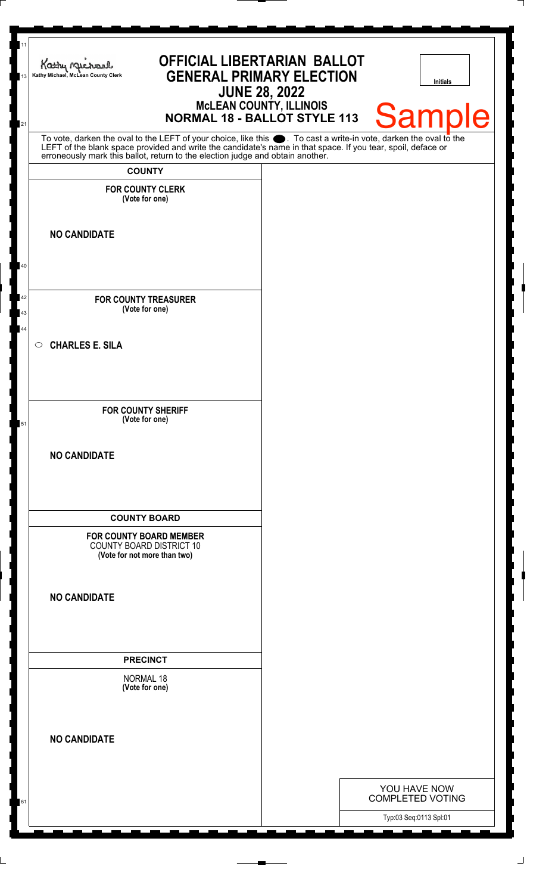Kathy Michael, McLean County Clerk

# OFFICIAL LIBERTARIAN BALLOT
## GENERAL PRIMARY ELECTION
## JUNE 28, 2022
### McLEAN COUNTY, ILLINOIS
### NORMAL 18 - BALLOT STYLE 113

Initials

Sample

To vote, darken the oval to the LEFT of your choice, like this ⬤. To cast a write-in vote, darken the oval to the LEFT of the blank space provided and write the candidate's name in that space. If you tear, spoil, deface or erroneously mark this ballot, return to the election judge and obtain another.

**COUNTY**

**FOR COUNTY CLERK**
**(Vote for one)**

**NO CANDIDATE**

**FOR COUNTY TREASURER**
**(Vote for one)**

○ **CHARLES E. SILA**

**FOR COUNTY SHERIFF**
**(Vote for one)**

**NO CANDIDATE**

**COUNTY BOARD**

**FOR COUNTY BOARD MEMBER**
COUNTY BOARD DISTRICT 10
**(Vote for not more than two)**

**NO CANDIDATE**

**PRECINCT**

NORMAL 18
**(Vote for one)**

**NO CANDIDATE**

YOU HAVE NOW COMPLETED VOTING

Typ:03 Seq:0113 Spl:01